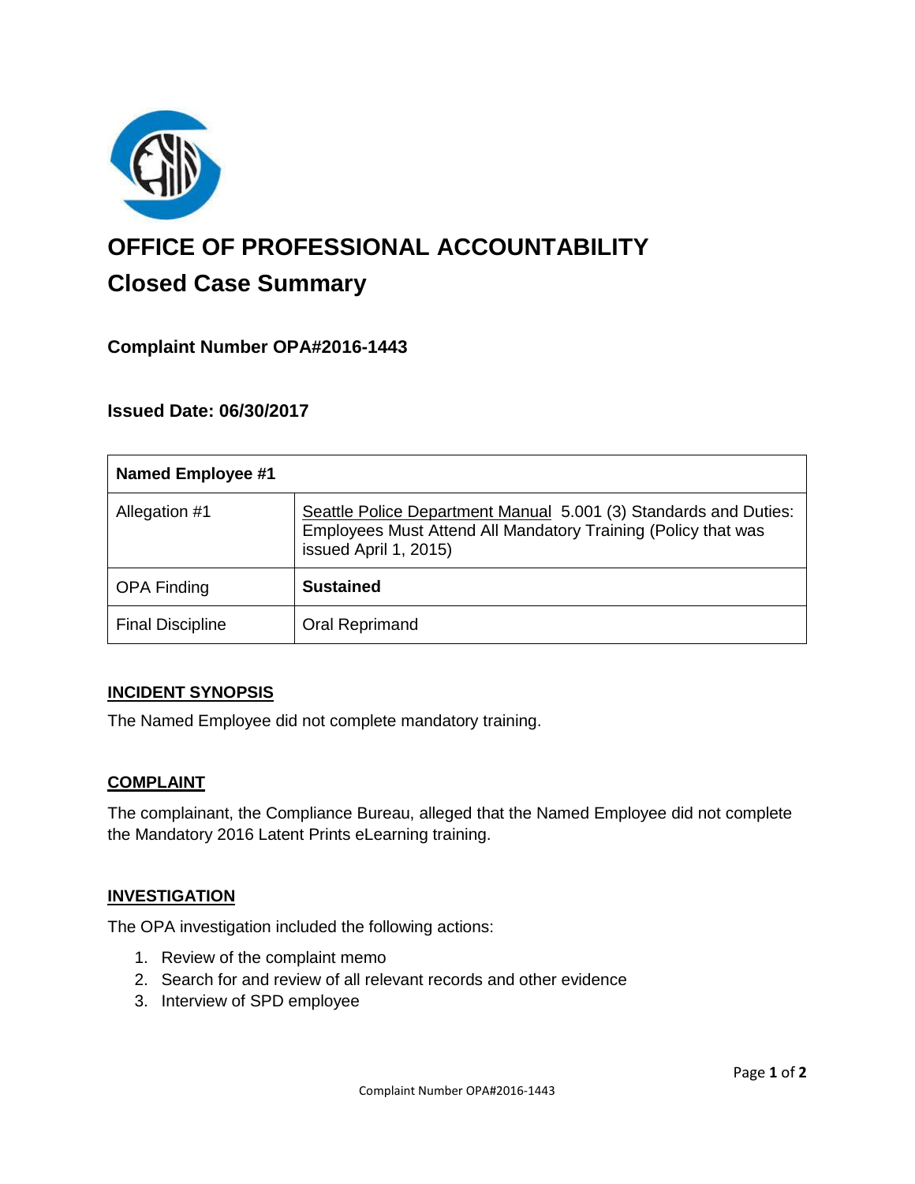# OFFICE OF PROFESSIONAL ACCOUNTABILITY

## Closed Case Summary

### Complaint Number OPA#2016-1443

### Issued Date: 06/30/2017

| Named Employee #1 | |
|---|---|
| Allegation #1 | Seattle Police Department Manual 5.001 (3) Standards and Duties: Employees Must Attend All Mandatory Training (Policy that was issued April 1, 2015) |
| OPA Finding | **Sustained** |
| Final Discipline | Oral Reprimand |

**INCIDENT SYNOPSIS**

The Named Employee did not complete mandatory training.

**COMPLAINT**

The complainant, the Compliance Bureau, alleged that the Named Employee did not complete the Mandatory 2016 Latent Prints eLearning training.

**INVESTIGATION**

The OPA investigation included the following actions:

1. Review of the complaint memo
2. Search for and review of all relevant records and other evidence
3. Interview of SPD employee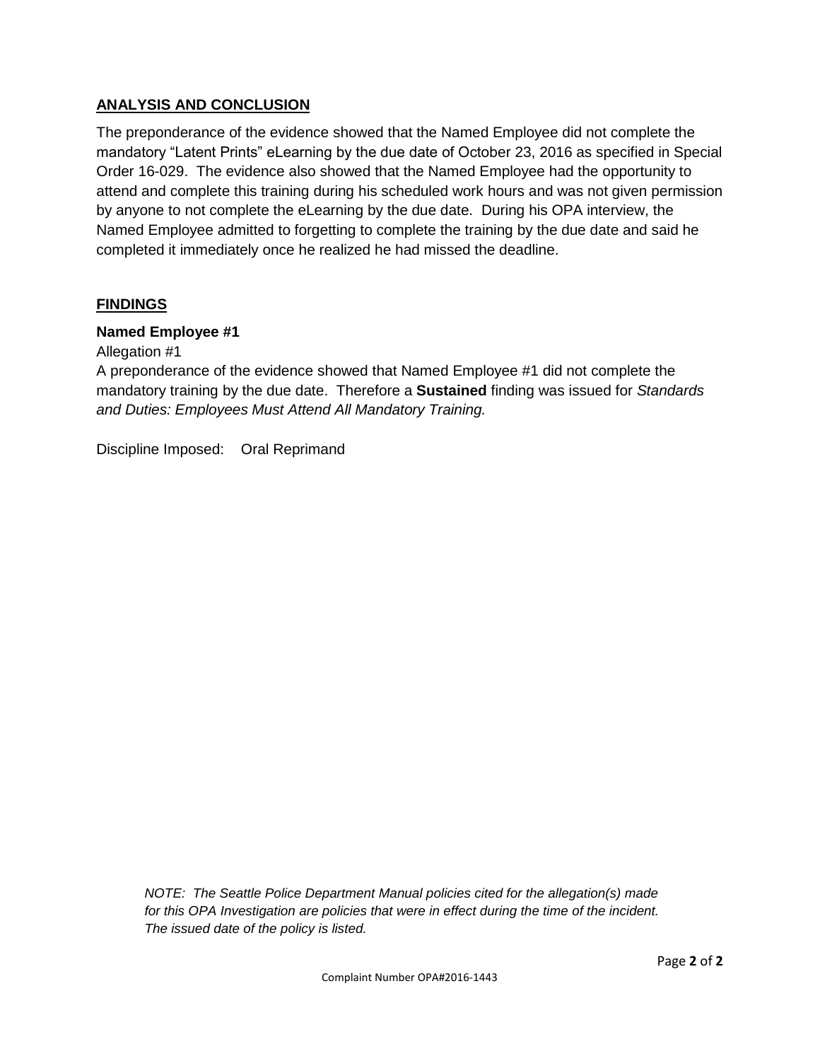## ANALYSIS AND CONCLUSION

The preponderance of the evidence showed that the Named Employee did not complete the mandatory "Latent Prints" eLearning by the due date of October 23, 2016 as specified in Special Order 16-029. The evidence also showed that the Named Employee had the opportunity to attend and complete this training during his scheduled work hours and was not given permission by anyone to not complete the eLearning by the due date. During his OPA interview, the Named Employee admitted to forgetting to complete the training by the due date and said he completed it immediately once he realized he had missed the deadline.

## FINDINGS

**Named Employee #1**

Allegation #1

A preponderance of the evidence showed that Named Employee #1 did not complete the mandatory training by the due date. Therefore a **Sustained** finding was issued for *Standards and Duties: Employees Must Attend All Mandatory Training.*

Discipline Imposed: Oral Reprimand

*NOTE: The Seattle Police Department Manual policies cited for the allegation(s) made for this OPA Investigation are policies that were in effect during the time of the incident. The issued date of the policy is listed.*

Complaint Number OPA#2016-1443